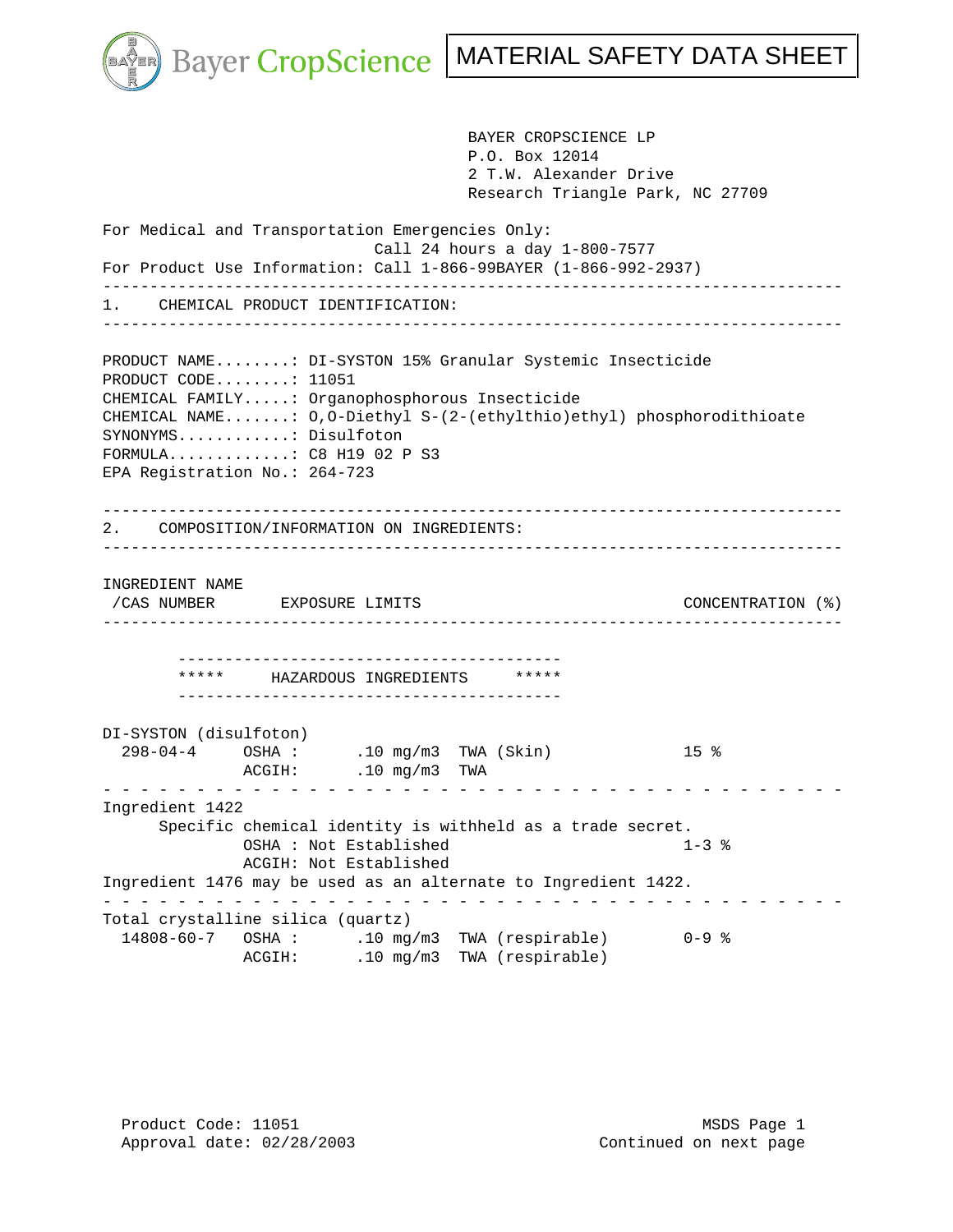# Bayer CropScience — MATERIAL SAFETY DATA SHEET

BAYER CROPSCIENCE LP
P.O. Box 12014
2 T.W. Alexander Drive
Research Triangle Park, NC 27709

For Medical and Transportation Emergencies Only:
Call 24 hours a day 1-800-7577
For Product Use Information: Call 1-866-99BAYER (1-866-992-2937)

## 1. CHEMICAL PRODUCT IDENTIFICATION:

PRODUCT NAME........: DI-SYSTON 15% Granular Systemic Insecticide
PRODUCT CODE........: 11051
CHEMICAL FAMILY.....: Organophosphorous Insecticide
CHEMICAL NAME.......: O,O-Diethyl S-(2-(ethylthio)ethyl) phosphorodithioate
SYNONYMS............: Disulfoton
FORMULA.............: C8 H19 02 P S3
EPA Registration No.: 264-723

## 2. COMPOSITION/INFORMATION ON INGREDIENTS:

| INGREDIENT NAME /CAS NUMBER | EXPOSURE LIMITS | CONCENTRATION (%) |
|---|---|---|
| ***** HAZARDOUS INGREDIENTS ***** | | |
| DI-SYSTON (disulfoton) 298-04-4 | OSHA : .10 mg/m3 TWA (Skin)<br>ACGIH: .10 mg/m3 TWA | 15 % |
| Ingredient 1422<br>Specific chemical identity is withheld as a trade secret. | OSHA : Not Established<br>ACGIH: Not Established | 1-3 % |
| Ingredient 1476 may be used as an alternate to Ingredient 1422. | | |
| Total crystalline silica (quartz) 14808-60-7 | OSHA : .10 mg/m3 TWA (respirable)<br>ACGIH: .10 mg/m3 TWA (respirable) | 0-9 % |

Product Code: 11051
Approval date: 02/28/2003

Continued on next page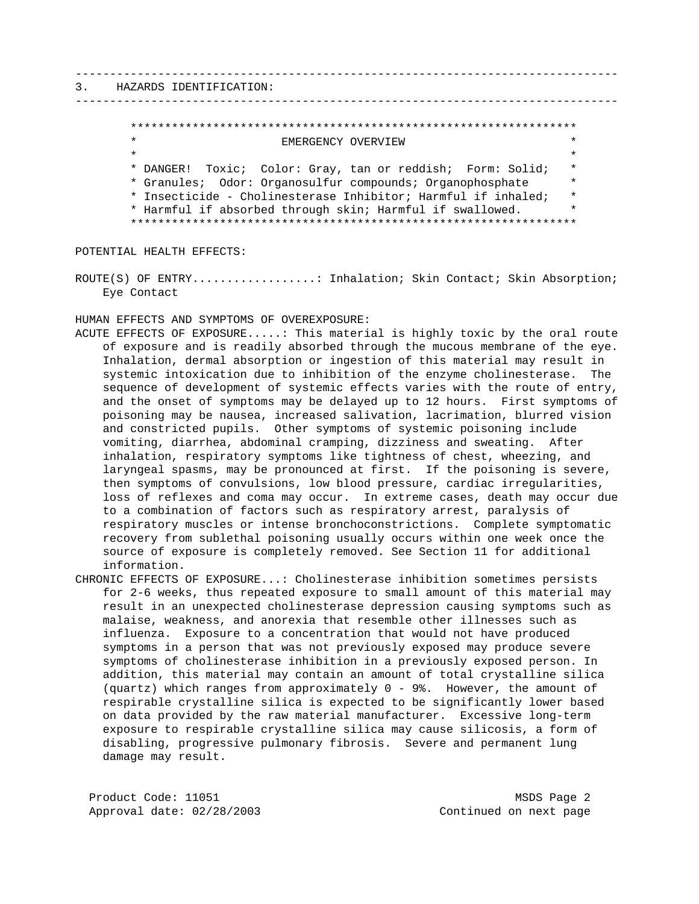## 3. HAZARDS IDENTIFICATION:

**EMERGENCY OVERVIEW**

DANGER! Toxic; Color: Gray, tan or reddish; Form: Solid; Granules; Odor: Organosulfur compounds; Organophosphate Insecticide - Cholinesterase Inhibitor; Harmful if inhaled; Harmful if absorbed through skin; Harmful if swallowed.

POTENTIAL HEALTH EFFECTS:

ROUTE(S) OF ENTRY..................: Inhalation; Skin Contact; Skin Absorption; Eye Contact

HUMAN EFFECTS AND SYMPTOMS OF OVEREXPOSURE:

ACUTE EFFECTS OF EXPOSURE.....: This material is highly toxic by the oral route of exposure and is readily absorbed through the mucous membrane of the eye. Inhalation, dermal absorption or ingestion of this material may result in systemic intoxication due to inhibition of the enzyme cholinesterase. The sequence of development of systemic effects varies with the route of entry, and the onset of symptoms may be delayed up to 12 hours. First symptoms of poisoning may be nausea, increased salivation, lacrimation, blurred vision and constricted pupils. Other symptoms of systemic poisoning include vomiting, diarrhea, abdominal cramping, dizziness and sweating. After inhalation, respiratory symptoms like tightness of chest, wheezing, and laryngeal spasms, may be pronounced at first. If the poisoning is severe, then symptoms of convulsions, low blood pressure, cardiac irregularities, loss of reflexes and coma may occur. In extreme cases, death may occur due to a combination of factors such as respiratory arrest, paralysis of respiratory muscles or intense bronchoconstrictions. Complete symptomatic recovery from sublethal poisoning usually occurs within one week once the source of exposure is completely removed. See Section 11 for additional information.

CHRONIC EFFECTS OF EXPOSURE...: Cholinesterase inhibition sometimes persists for 2-6 weeks, thus repeated exposure to small amount of this material may result in an unexpected cholinesterase depression causing symptoms such as malaise, weakness, and anorexia that resemble other illnesses such as influenza. Exposure to a concentration that would not have produced symptoms in a person that was not previously exposed may produce severe symptoms of cholinesterase inhibition in a previously exposed person. In addition, this material may contain an amount of total crystalline silica (quartz) which ranges from approximately 0 - 9%. However, the amount of respirable crystalline silica is expected to be significantly lower based on data provided by the raw material manufacturer. Excessive long-term exposure to respirable crystalline silica may cause silicosis, a form of disabling, progressive pulmonary fibrosis. Severe and permanent lung damage may result.

Product Code: 11051
Approval date: 02/28/2003

Continued on next page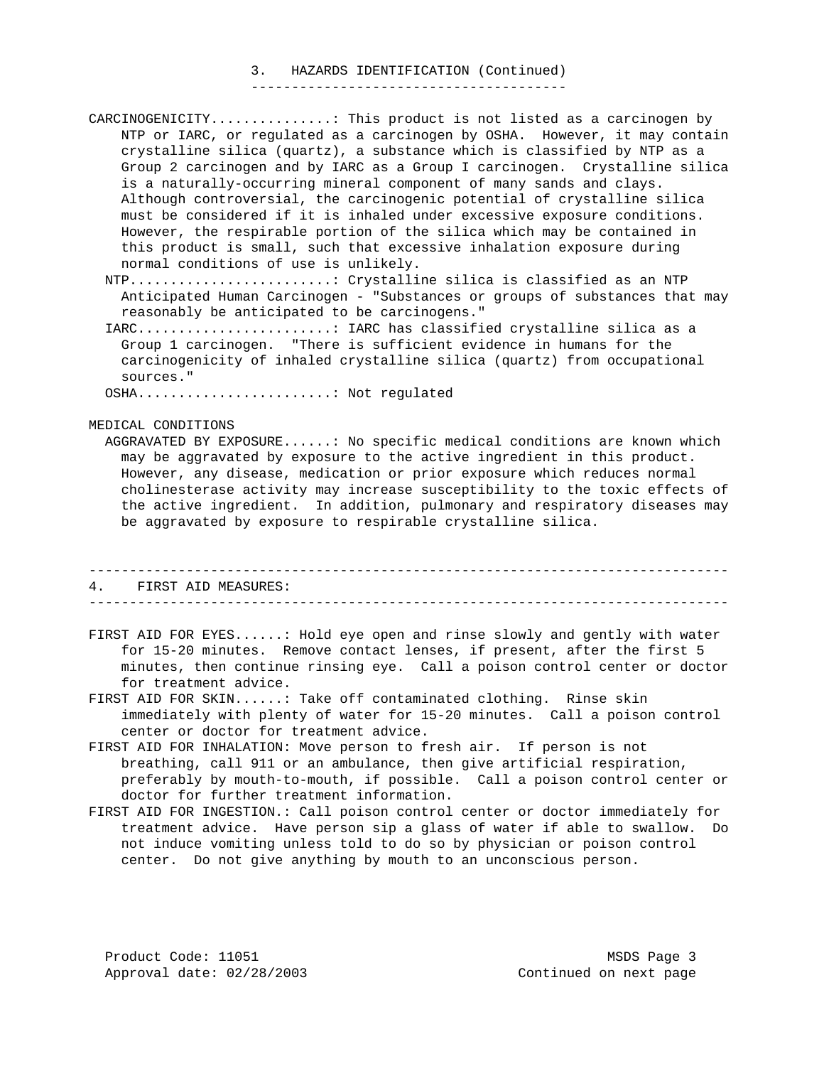## 3. HAZARDS IDENTIFICATION (Continued)

CARCINOGENICITY...............: This product is not listed as a carcinogen by NTP or IARC, or regulated as a carcinogen by OSHA. However, it may contain crystalline silica (quartz), a substance which is classified by NTP as a Group 2 carcinogen and by IARC as a Group I carcinogen. Crystalline silica is a naturally-occurring mineral component of many sands and clays. Although controversial, the carcinogenic potential of crystalline silica must be considered if it is inhaled under excessive exposure conditions. However, the respirable portion of the silica which may be contained in this product is small, such that excessive inhalation exposure during normal conditions of use is unlikely.

- NTP.........................: Crystalline silica is classified as an NTP Anticipated Human Carcinogen - "Substances or groups of substances that may reasonably be anticipated to be carcinogens."
- IARC........................: IARC has classified crystalline silica as a Group 1 carcinogen. "There is sufficient evidence in humans for the carcinogenicity of inhaled crystalline silica (quartz) from occupational sources."
- OSHA........................: Not regulated

MEDICAL CONDITIONS

- AGGRAVATED BY EXPOSURE......: No specific medical conditions are known which may be aggravated by exposure to the active ingredient in this product. However, any disease, medication or prior exposure which reduces normal cholinesterase activity may increase susceptibility to the toxic effects of the active ingredient. In addition, pulmonary and respiratory diseases may be aggravated by exposure to respirable crystalline silica.

## 4. FIRST AID MEASURES:

FIRST AID FOR EYES......: Hold eye open and rinse slowly and gently with water for 15-20 minutes. Remove contact lenses, if present, after the first 5 minutes, then continue rinsing eye. Call a poison control center or doctor for treatment advice.

FIRST AID FOR SKIN......: Take off contaminated clothing. Rinse skin immediately with plenty of water for 15-20 minutes. Call a poison control center or doctor for treatment advice.

FIRST AID FOR INHALATION: Move person to fresh air. If person is not breathing, call 911 or an ambulance, then give artificial respiration, preferably by mouth-to-mouth, if possible. Call a poison control center or doctor for further treatment information.

FIRST AID FOR INGESTION.: Call poison control center or doctor immediately for treatment advice. Have person sip a glass of water if able to swallow. Do not induce vomiting unless told to do so by physician or poison control center. Do not give anything by mouth to an unconscious person.

Product Code: 11051
Approval date: 02/28/2003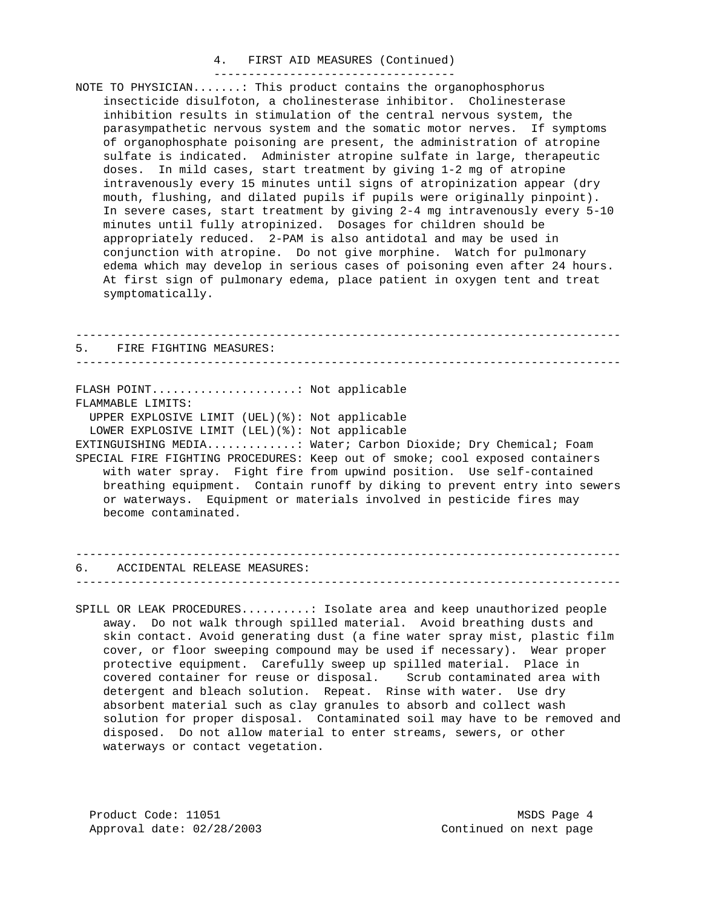## 4. FIRST AID MEASURES (Continued)

NOTE TO PHYSICIAN.......: This product contains the organophosphorus insecticide disulfoton, a cholinesterase inhibitor. Cholinesterase inhibition results in stimulation of the central nervous system, the parasympathetic nervous system and the somatic motor nerves. If symptoms of organophosphate poisoning are present, the administration of atropine sulfate is indicated. Administer atropine sulfate in large, therapeutic doses. In mild cases, start treatment by giving 1-2 mg of atropine intravenously every 15 minutes until signs of atropinization appear (dry mouth, flushing, and dilated pupils if pupils were originally pinpoint). In severe cases, start treatment by giving 2-4 mg intravenously every 5-10 minutes until fully atropinized. Dosages for children should be appropriately reduced. 2-PAM is also antidotal and may be used in conjunction with atropine. Do not give morphine. Watch for pulmonary edema which may develop in serious cases of poisoning even after 24 hours. At first sign of pulmonary edema, place patient in oxygen tent and treat symptomatically.

## 5. FIRE FIGHTING MEASURES:

FLASH POINT.....................: Not applicable

FLAMMABLE LIMITS:

UPPER EXPLOSIVE LIMIT (UEL)(%): Not applicable

LOWER EXPLOSIVE LIMIT (LEL)(%): Not applicable

EXTINGUISHING MEDIA............: Water; Carbon Dioxide; Dry Chemical; Foam

SPECIAL FIRE FIGHTING PROCEDURES: Keep out of smoke; cool exposed containers with water spray. Fight fire from upwind position. Use self-contained breathing equipment. Contain runoff by diking to prevent entry into sewers or waterways. Equipment or materials involved in pesticide fires may become contaminated.

## 6. ACCIDENTAL RELEASE MEASURES:

SPILL OR LEAK PROCEDURES..........: Isolate area and keep unauthorized people away. Do not walk through spilled material. Avoid breathing dusts and skin contact. Avoid generating dust (a fine water spray mist, plastic film cover, or floor sweeping compound may be used if necessary). Wear proper protective equipment. Carefully sweep up spilled material. Place in covered container for reuse or disposal. Scrub contaminated area with detergent and bleach solution. Repeat. Rinse with water. Use dry absorbent material such as clay granules to absorb and collect wash solution for proper disposal. Contaminated soil may have to be removed and disposed. Do not allow material to enter streams, sewers, or other waterways or contact vegetation.

Product Code: 11051

Approval date: 02/28/2003

Continued on next page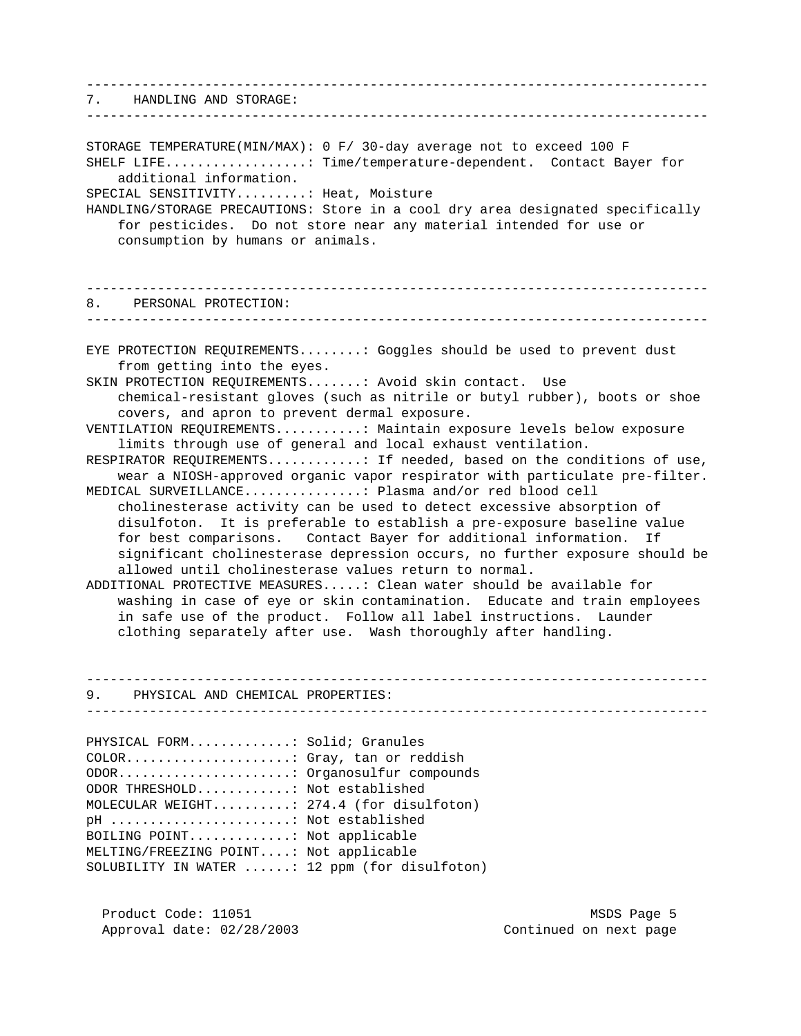## 7. HANDLING AND STORAGE:

STORAGE TEMPERATURE(MIN/MAX): 0 F/ 30-day average not to exceed 100 F
SHELF LIFE..................: Time/temperature-dependent. Contact Bayer for additional information.
SPECIAL SENSITIVITY.........: Heat, Moisture
HANDLING/STORAGE PRECAUTIONS: Store in a cool dry area designated specifically for pesticides. Do not store near any material intended for use or consumption by humans or animals.

## 8. PERSONAL PROTECTION:

EYE PROTECTION REQUIREMENTS........: Goggles should be used to prevent dust from getting into the eyes.
SKIN PROTECTION REQUIREMENTS.......: Avoid skin contact. Use chemical-resistant gloves (such as nitrile or butyl rubber), boots or shoe covers, and apron to prevent dermal exposure.
VENTILATION REQUIREMENTS...........: Maintain exposure levels below exposure limits through use of general and local exhaust ventilation.
RESPIRATOR REQUIREMENTS............: If needed, based on the conditions of use, wear a NIOSH-approved organic vapor respirator with particulate pre-filter.
MEDICAL SURVEILLANCE...............: Plasma and/or red blood cell cholinesterase activity can be used to detect excessive absorption of disulfoton. It is preferable to establish a pre-exposure baseline value for best comparisons. Contact Bayer for additional information. If significant cholinesterase depression occurs, no further exposure should be allowed until cholinesterase values return to normal.
ADDITIONAL PROTECTIVE MEASURES.....: Clean water should be available for washing in case of eye or skin contamination. Educate and train employees in safe use of the product. Follow all label instructions. Launder clothing separately after use. Wash thoroughly after handling.

## 9. PHYSICAL AND CHEMICAL PROPERTIES:

PHYSICAL FORM.............: Solid; Granules
COLOR.....................: Gray, tan or reddish
ODOR......................: Organosulfur compounds
ODOR THRESHOLD............: Not established
MOLECULAR WEIGHT..........: 274.4 (for disulfoton)
pH .......................: Not established
BOILING POINT.............: Not applicable
MELTING/FREEZING POINT....: Not applicable
SOLUBILITY IN WATER ......: 12 ppm (for disulfoton)

Product Code: 11051
Approval date: 02/28/2003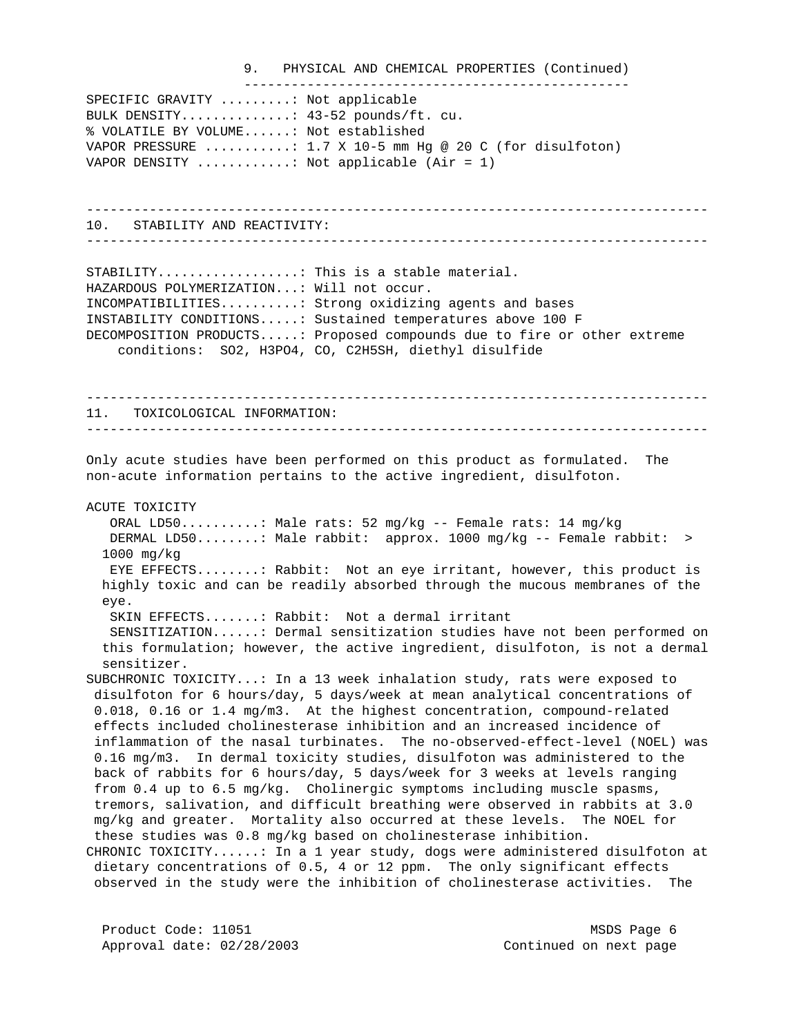## 9. PHYSICAL AND CHEMICAL PROPERTIES (Continued)

SPECIFIC GRAVITY .........: Not applicable
BULK DENSITY..............: 43-52 pounds/ft. cu.
% VOLATILE BY VOLUME......: Not established
VAPOR PRESSURE ...........: $1.7 \times 10^{-5}$ mm Hg @ 20 C (for disulfoton)
VAPOR DENSITY ............: Not applicable (Air = 1)

## 10. STABILITY AND REACTIVITY:

STABILITY..................: This is a stable material.
HAZARDOUS POLYMERIZATION...: Will not occur.
INCOMPATIBILITIES..........: Strong oxidizing agents and bases
INSTABILITY CONDITIONS.....: Sustained temperatures above 100 F
DECOMPOSITION PRODUCTS.....: Proposed compounds due to fire or other extreme conditions: $SO_2$, $H_3PO_4$, CO, $C_2H_5SH$, diethyl disulfide

## 11. TOXICOLOGICAL INFORMATION:

Only acute studies have been performed on this product as formulated. The non-acute information pertains to the active ingredient, disulfoton.

ACUTE TOXICITY

ORAL LD50..........: Male rats: 52 mg/kg -- Female rats: 14 mg/kg

DERMAL LD50........: Male rabbit: approx. 1000 mg/kg -- Female rabbit: > 1000 mg/kg

EYE EFFECTS........: Rabbit: Not an eye irritant, however, this product is highly toxic and can be readily absorbed through the mucous membranes of the eye.

SKIN EFFECTS.......: Rabbit: Not a dermal irritant

SENSITIZATION......: Dermal sensitization studies have not been performed on this formulation; however, the active ingredient, disulfoton, is not a dermal sensitizer.

SUBCHRONIC TOXICITY...: In a 13 week inhalation study, rats were exposed to disulfoton for 6 hours/day, 5 days/week at mean analytical concentrations of 0.018, 0.16 or 1.4 mg/m3. At the highest concentration, compound-related effects included cholinesterase inhibition and an increased incidence of inflammation of the nasal turbinates. The no-observed-effect-level (NOEL) was 0.16 mg/m3. In dermal toxicity studies, disulfoton was administered to the back of rabbits for 6 hours/day, 5 days/week for 3 weeks at levels ranging from 0.4 up to 6.5 mg/kg. Cholinergic symptoms including muscle spasms, tremors, salivation, and difficult breathing were observed in rabbits at 3.0 mg/kg and greater. Mortality also occurred at these levels. The NOEL for these studies was 0.8 mg/kg based on cholinesterase inhibition.

CHRONIC TOXICITY......: In a 1 year study, dogs were administered disulfoton at dietary concentrations of 0.5, 4 or 12 ppm. The only significant effects observed in the study were the inhibition of cholinesterase activities. The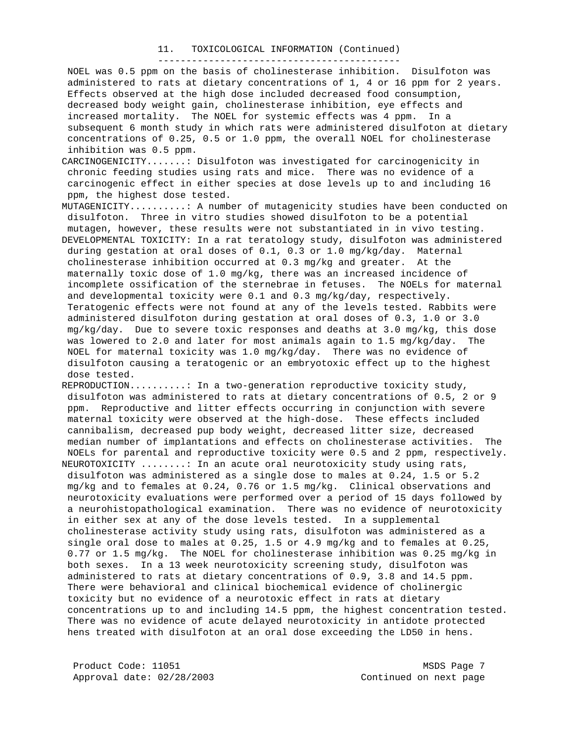## 11. TOXICOLOGICAL INFORMATION (Continued)

NOEL was 0.5 ppm on the basis of cholinesterase inhibition. Disulfoton was administered to rats at dietary concentrations of 1, 4 or 16 ppm for 2 years. Effects observed at the high dose included decreased food consumption, decreased body weight gain, cholinesterase inhibition, eye effects and increased mortality. The NOEL for systemic effects was 4 ppm. In a subsequent 6 month study in which rats were administered disulfoton at dietary concentrations of 0.25, 0.5 or 1.0 ppm, the overall NOEL for cholinesterase inhibition was 0.5 ppm.

CARCINOGENICITY.......: Disulfoton was investigated for carcinogenicity in chronic feeding studies using rats and mice. There was no evidence of a carcinogenic effect in either species at dose levels up to and including 16 ppm, the highest dose tested.

MUTAGENICITY..........: A number of mutagenicity studies have been conducted on disulfoton. Three in vitro studies showed disulfoton to be a potential mutagen, however, these results were not substantiated in in vivo testing.

DEVELOPMENTAL TOXICITY: In a rat teratology study, disulfoton was administered during gestation at oral doses of 0.1, 0.3 or 1.0 mg/kg/day. Maternal cholinesterase inhibition occurred at 0.3 mg/kg and greater. At the maternally toxic dose of 1.0 mg/kg, there was an increased incidence of incomplete ossification of the sternebrae in fetuses. The NOELs for maternal and developmental toxicity were 0.1 and 0.3 mg/kg/day, respectively. Teratogenic effects were not found at any of the levels tested. Rabbits were administered disulfoton during gestation at oral doses of 0.3, 1.0 or 3.0 mg/kg/day. Due to severe toxic responses and deaths at 3.0 mg/kg, this dose was lowered to 2.0 and later for most animals again to 1.5 mg/kg/day. The NOEL for maternal toxicity was 1.0 mg/kg/day. There was no evidence of disulfoton causing a teratogenic or an embryotoxic effect up to the highest dose tested.

REPRODUCTION..........: In a two-generation reproductive toxicity study, disulfoton was administered to rats at dietary concentrations of 0.5, 2 or 9 ppm. Reproductive and litter effects occurring in conjunction with severe maternal toxicity were observed at the high-dose. These effects included cannibalism, decreased pup body weight, decreased litter size, decreased median number of implantations and effects on cholinesterase activities. The NOELs for parental and reproductive toxicity were 0.5 and 2 ppm, respectively.

NEUROTOXICITY ........: In an acute oral neurotoxicity study using rats, disulfoton was administered as a single dose to males at 0.24, 1.5 or 5.2 mg/kg and to females at 0.24, 0.76 or 1.5 mg/kg. Clinical observations and neurotoxicity evaluations were performed over a period of 15 days followed by a neurohistopathological examination. There was no evidence of neurotoxicity in either sex at any of the dose levels tested. In a supplemental cholinesterase activity study using rats, disulfoton was administered as a single oral dose to males at 0.25, 1.5 or 4.9 mg/kg and to females at 0.25, 0.77 or 1.5 mg/kg. The NOEL for cholinesterase inhibition was 0.25 mg/kg in both sexes. In a 13 week neurotoxicity screening study, disulfoton was administered to rats at dietary concentrations of 0.9, 3.8 and 14.5 ppm. There were behavioral and clinical biochemical evidence of cholinergic toxicity but no evidence of a neurotoxic effect in rats at dietary concentrations up to and including 14.5 ppm, the highest concentration tested. There was no evidence of acute delayed neurotoxicity in antidote protected hens treated with disulfoton at an oral dose exceeding the LD50 in hens.

Product Code: 11051
Approval date: 02/28/2003

Continued on next page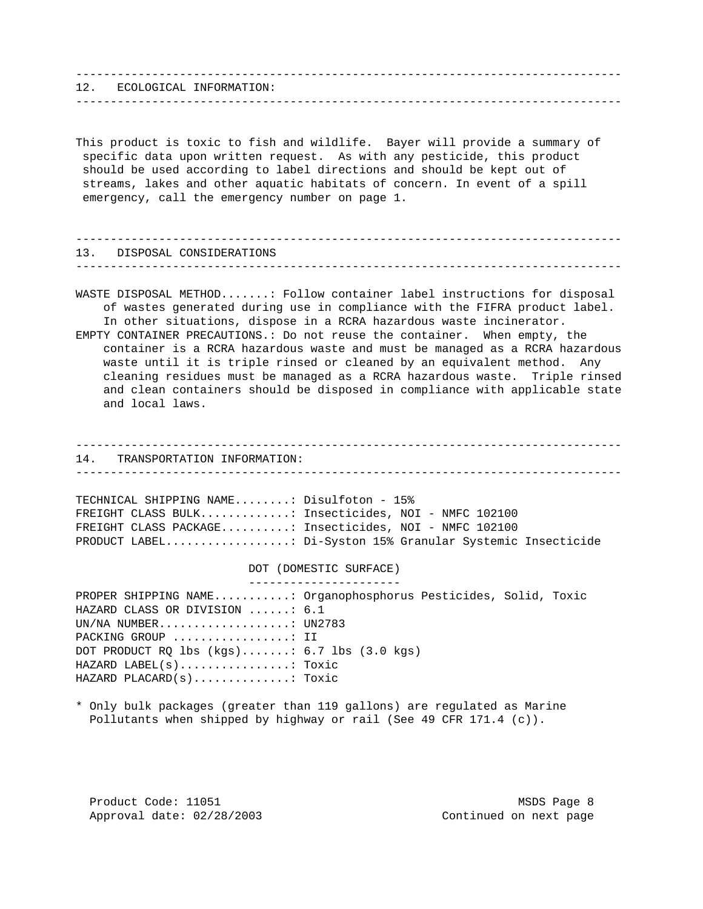## 12. ECOLOGICAL INFORMATION:

This product is toxic to fish and wildlife. Bayer will provide a summary of specific data upon written request. As with any pesticide, this product should be used according to label directions and should be kept out of streams, lakes and other aquatic habitats of concern. In event of a spill emergency, call the emergency number on page 1.

## 13. DISPOSAL CONSIDERATIONS

WASTE DISPOSAL METHOD.......: Follow container label instructions for disposal of wastes generated during use in compliance with the FIFRA product label. In other situations, dispose in a RCRA hazardous waste incinerator.

EMPTY CONTAINER PRECAUTIONS.: Do not reuse the container. When empty, the container is a RCRA hazardous waste and must be managed as a RCRA hazardous waste until it is triple rinsed or cleaned by an equivalent method. Any cleaning residues must be managed as a RCRA hazardous waste. Triple rinsed and clean containers should be disposed in compliance with applicable state and local laws.

## 14. TRANSPORTATION INFORMATION:

TECHNICAL SHIPPING NAME........: Disulfoton - 15%
FREIGHT CLASS BULK............: Insecticides, NOI - NMFC 102100
FREIGHT CLASS PACKAGE.........: Insecticides, NOI - NMFC 102100
PRODUCT LABEL.................: Di-Syston 15% Granular Systemic Insecticide

### DOT (DOMESTIC SURFACE)

PROPER SHIPPING NAME..........: Organophosphorus Pesticides, Solid, Toxic
HAZARD CLASS OR DIVISION ......: 6.1
UN/NA NUMBER..................: UN2783
PACKING GROUP ................: II
DOT PRODUCT RQ lbs (kgs).......: 6.7 lbs (3.0 kgs)
HAZARD LABEL(s)...............: Toxic
HAZARD PLACARD(s).............: Toxic

* Only bulk packages (greater than 119 gallons) are regulated as Marine Pollutants when shipped by highway or rail (See 49 CFR 171.4 (c)).

Product Code: 11051
Approval date: 02/28/2003

Continued on next page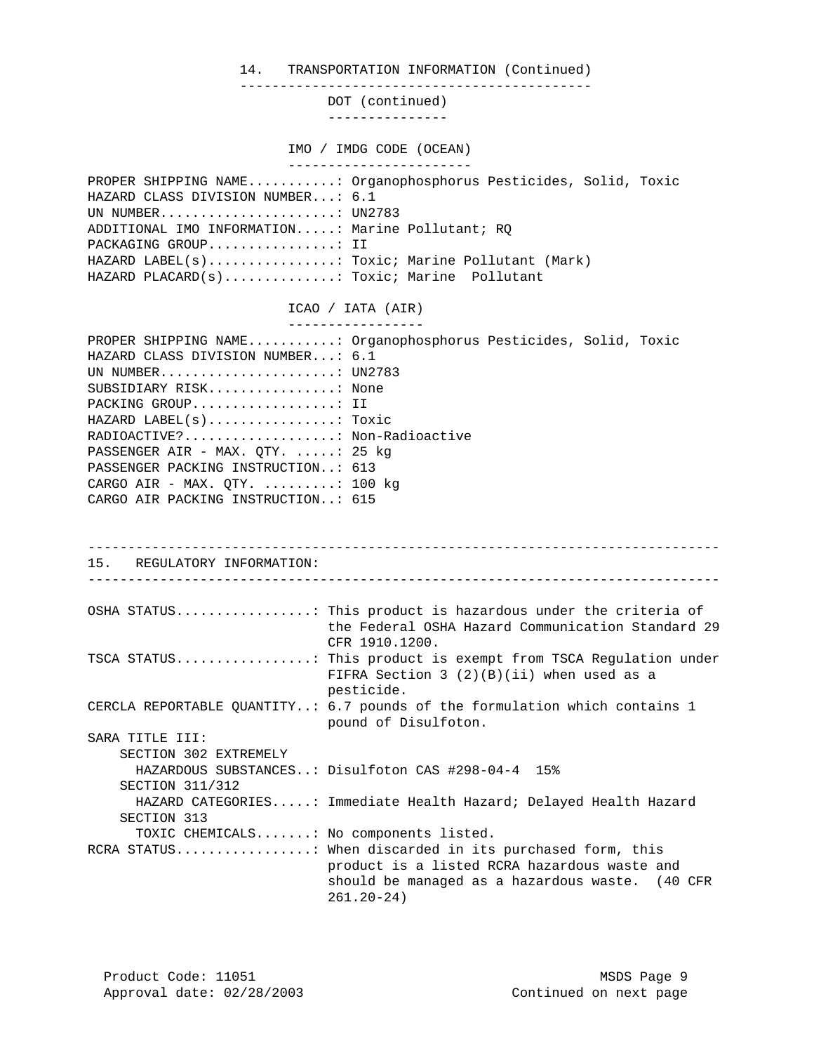## 14. TRANSPORTATION INFORMATION (Continued)

### DOT (continued)

### IMO / IMDG CODE (OCEAN)

PROPER SHIPPING NAME...........: Organophosphorus Pesticides, Solid, Toxic
HAZARD CLASS DIVISION NUMBER...: 6.1
UN NUMBER......................: UN2783
ADDITIONAL IMO INFORMATION.....: Marine Pollutant; RQ
PACKAGING GROUP................: II
HAZARD LABEL(s)................: Toxic; Marine Pollutant (Mark)
HAZARD PLACARD(s)..............: Toxic; Marine Pollutant

### ICAO / IATA (AIR)

PROPER SHIPPING NAME...........: Organophosphorus Pesticides, Solid, Toxic
HAZARD CLASS DIVISION NUMBER...: 6.1
UN NUMBER......................: UN2783
SUBSIDIARY RISK................: None
PACKING GROUP..................: II
HAZARD LABEL(s)................: Toxic
RADIOACTIVE?...................: Non-Radioactive
PASSENGER AIR - MAX. QTY. .....: 25 kg
PASSENGER PACKING INSTRUCTION..: 613
CARGO AIR - MAX. QTY. .........: 100 kg
CARGO AIR PACKING INSTRUCTION..: 615

## 15. REGULATORY INFORMATION:

OSHA STATUS.................: This product is hazardous under the criteria of the Federal OSHA Hazard Communication Standard 29 CFR 1910.1200.

TSCA STATUS.................: This product is exempt from TSCA Regulation under FIFRA Section 3 (2)(B)(ii) when used as a pesticide.

CERCLA REPORTABLE QUANTITY..: 6.7 pounds of the formulation which contains 1 pound of Disulfoton.

SARA TITLE III:
- SECTION 302 EXTREMELY HAZARDOUS SUBSTANCES..: Disulfoton CAS #298-04-4 15%
- SECTION 311/312 HAZARD CATEGORIES.....: Immediate Health Hazard; Delayed Health Hazard
- SECTION 313 TOXIC CHEMICALS.......: No components listed.

RCRA STATUS.................: When discarded in its purchased form, this product is a listed RCRA hazardous waste and should be managed as a hazardous waste. (40 CFR 261.20-24)

Product Code: 11051
Approval date: 02/28/2003

Continued on next page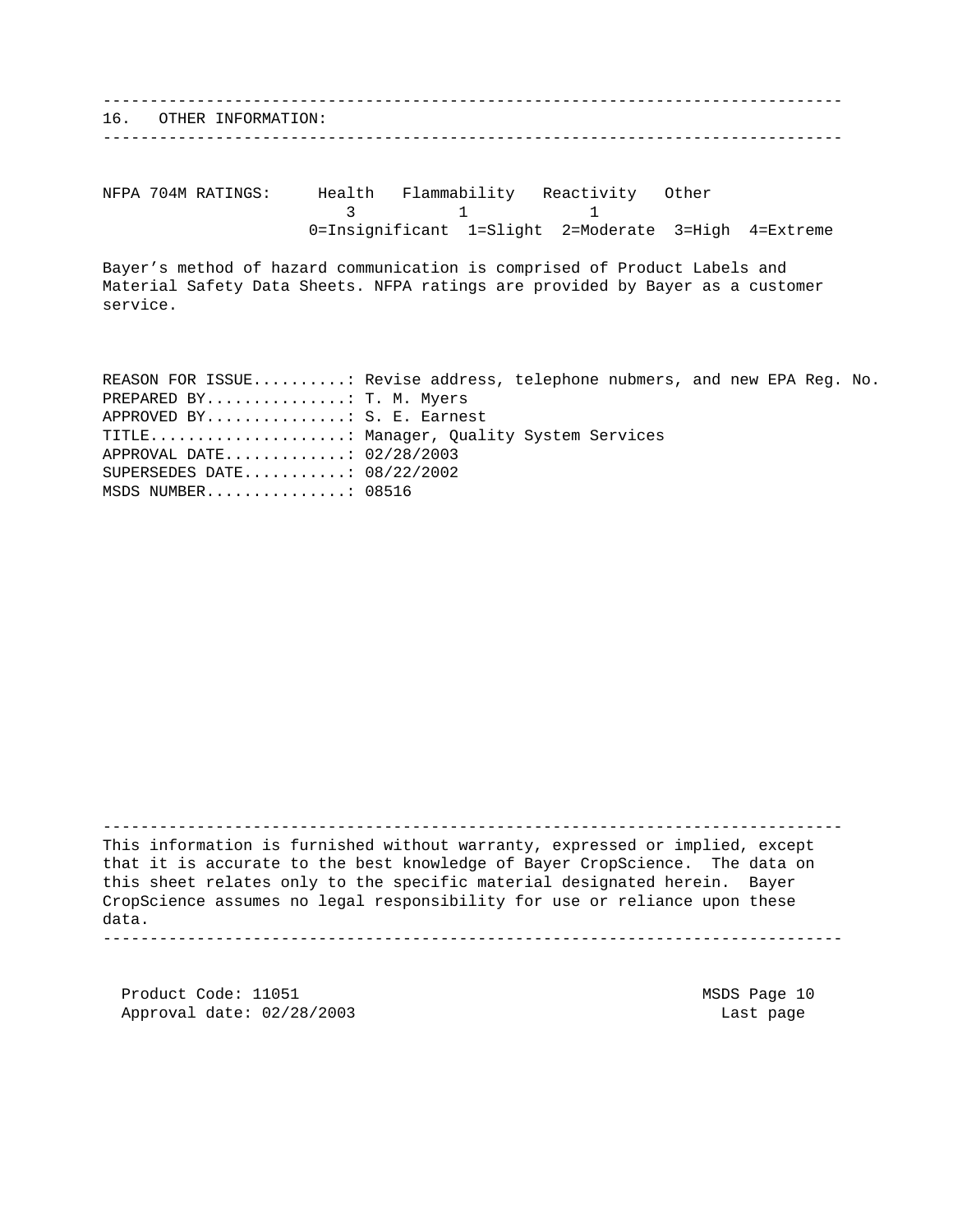## 16. OTHER INFORMATION:

| NFPA 704M RATINGS: | Health | Flammability | Reactivity | Other |
|---|---|---|---|---|
| | 3 | 1 | 1 | |

0=Insignificant 1=Slight 2=Moderate 3=High 4=Extreme

Bayer's method of hazard communication is comprised of Product Labels and Material Safety Data Sheets. NFPA ratings are provided by Bayer as a customer service.

REASON FOR ISSUE..........: Revise address, telephone nubmers, and new EPA Reg. No.
PREPARED BY...............: T. M. Myers
APPROVED BY...............: S. E. Earnest
TITLE.....................: Manager, Quality System Services
APPROVAL DATE.............: 02/28/2003
SUPERSEDES DATE...........: 08/22/2002
MSDS NUMBER...............: 08516

---

This information is furnished without warranty, expressed or implied, except that it is accurate to the best knowledge of Bayer CropScience. The data on this sheet relates only to the specific material designated herein. Bayer CropScience assumes no legal responsibility for use or reliance upon these data.

---

Product Code: 11051
Approval date: 02/28/2003

Last page